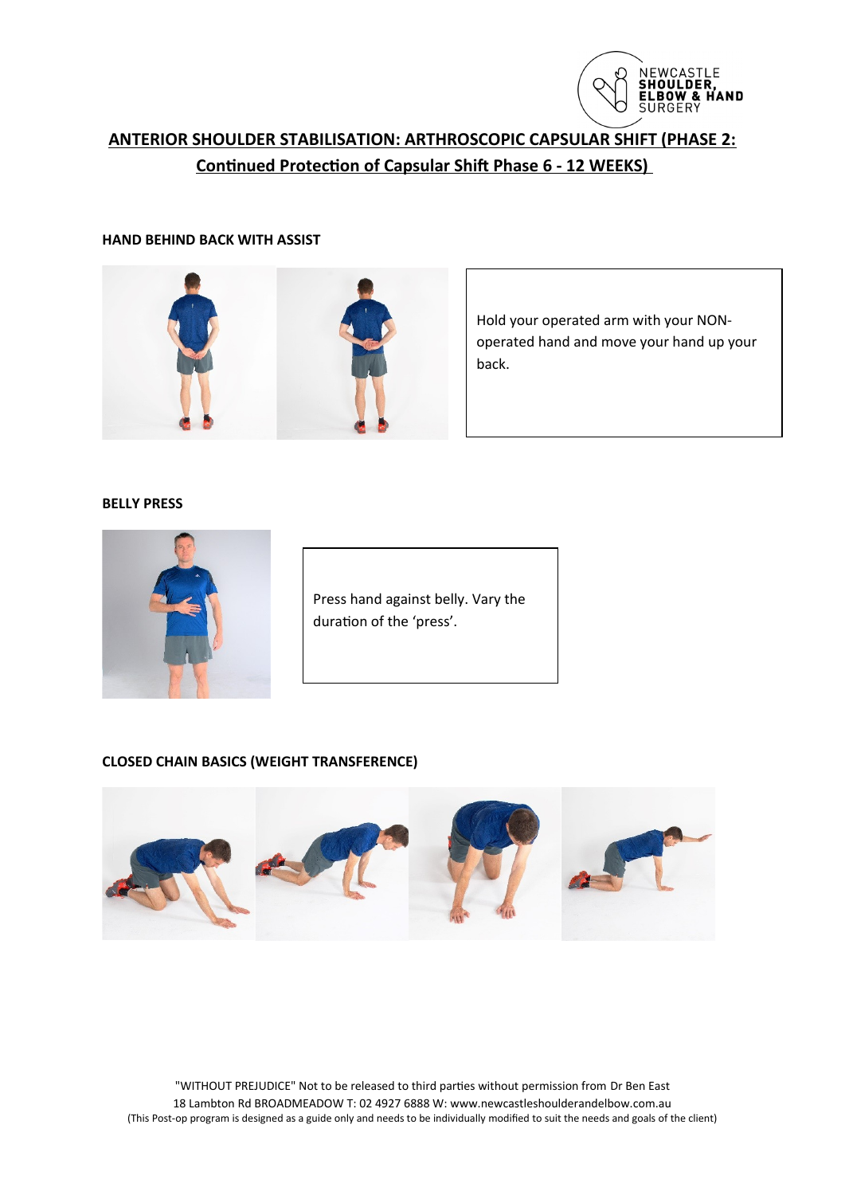NEWCASTLE SHOULDER, ELBOW & HAND SURGERY

# ANTERIOR SHOULDER STABILISATION: ARTHROSCOPIC CAPSULAR SHIFT (PHASE 2: Continued Protection of Capsular Shift Phase 6 - 12 WEEKS)

### HAND BEHIND BACK WITH ASSIST

Hold your operated arm with your NON-operated hand and move your hand up your back.

### BELLY PRESS

Press hand against belly. Vary the duration of the 'press'.

### CLOSED CHAIN BASICS (WEIGHT TRANSFERENCE)

"WITHOUT PREJUDICE" Not to be released to third parties without permission from Dr Ben East
18 Lambton Rd BROADMEADOW T: 02 4927 6888 W: www.newcastleshoulderandelbow.com.au
(This Post-op program is designed as a guide only and needs to be individually modified to suit the needs and goals of the client)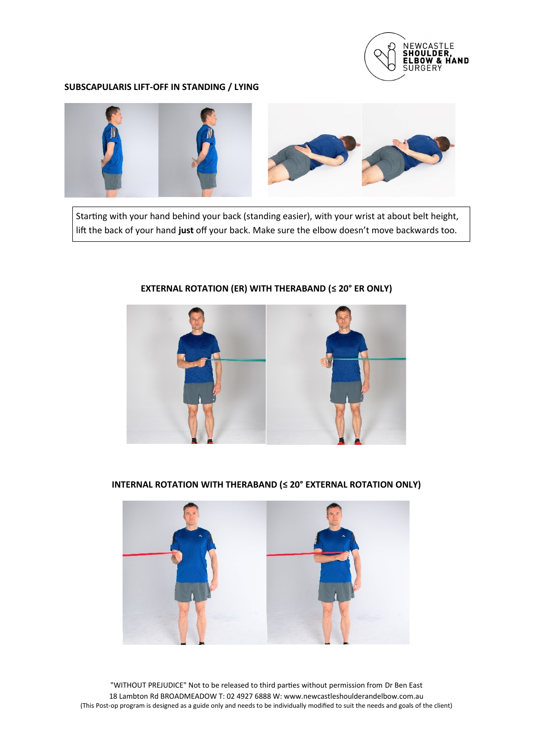## SUBSCAPULARIS LIFT-OFF IN STANDING / LYING

Starting with your hand behind your back (standing easier), with your wrist at about belt height, lift the back of your hand **just** off your back. Make sure the elbow doesn't move backwards too.

## EXTERNAL ROTATION (ER) WITH THERABAND (≤ 20° ER ONLY)

## INTERNAL ROTATION WITH THERABAND (≤ 20° EXTERNAL ROTATION ONLY)

"WITHOUT PREJUDICE" Not to be released to third parties without permission from Dr Ben East
18 Lambton Rd BROADMEADOW T: 02 4927 6888 W: www.newcastleshoulderandelbow.com.au
(This Post-op program is designed as a guide only and needs to be individually modified to suit the needs and goals of the client)